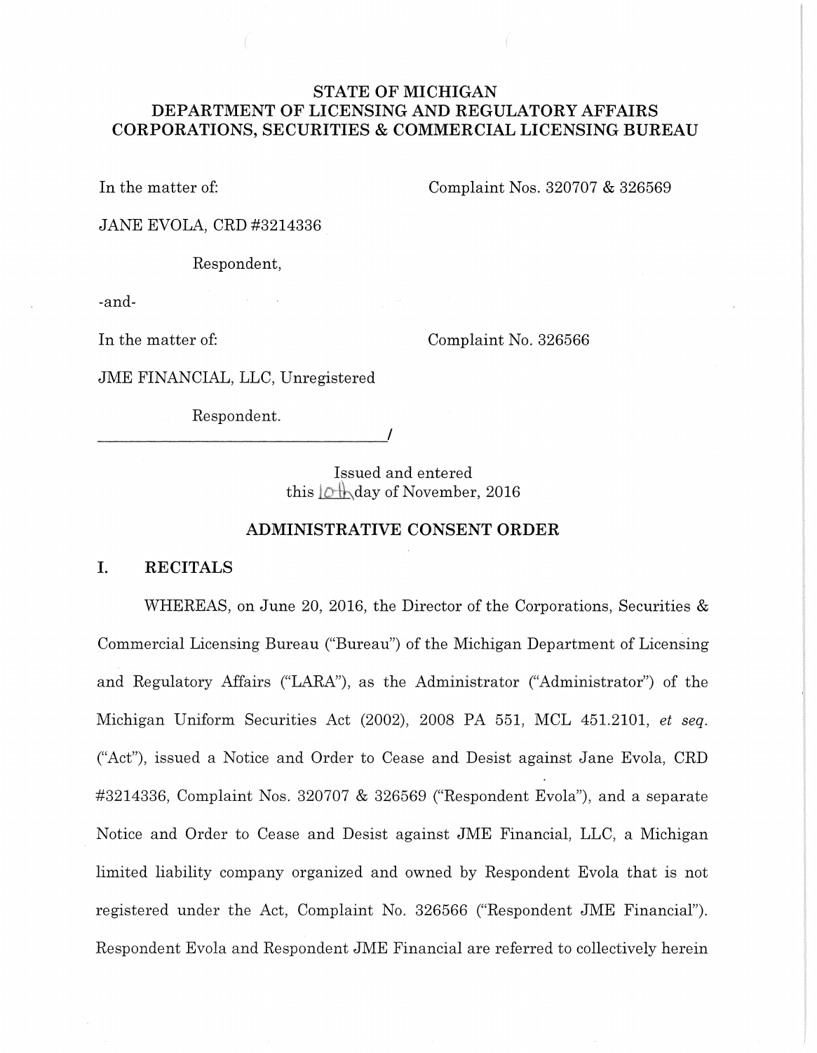**STATE OF MICHIGAN**
**DEPARTMENT OF LICENSING AND REGULATORY AFFAIRS**
**CORPORATIONS, SECURITIES & COMMERCIAL LICENSING BUREAU**

In the matter of: Complaint Nos. 320707 & 326569

JANE EVOLA, CRD #3214336

Respondent,

-and-

In the matter of: Complaint No. 326566

JME FINANCIAL, LLC, Unregistered

Respondent.

_________________________________/

Issued and entered
this 10th day of November, 2016

## ADMINISTRATIVE CONSENT ORDER

## I. RECITALS

WHEREAS, on June 20, 2016, the Director of the Corporations, Securities & Commercial Licensing Bureau ("Bureau") of the Michigan Department of Licensing and Regulatory Affairs ("LARA"), as the Administrator ("Administrator") of the Michigan Uniform Securities Act (2002), 2008 PA 551, MCL 451.2101, *et seq.* ("Act"), issued a Notice and Order to Cease and Desist against Jane Evola, CRD #3214336, Complaint Nos. 320707 & 326569 ("Respondent Evola"), and a separate Notice and Order to Cease and Desist against JME Financial, LLC, a Michigan limited liability company organized and owned by Respondent Evola that is not registered under the Act, Complaint No. 326566 ("Respondent JME Financial"). Respondent Evola and Respondent JME Financial are referred to collectively herein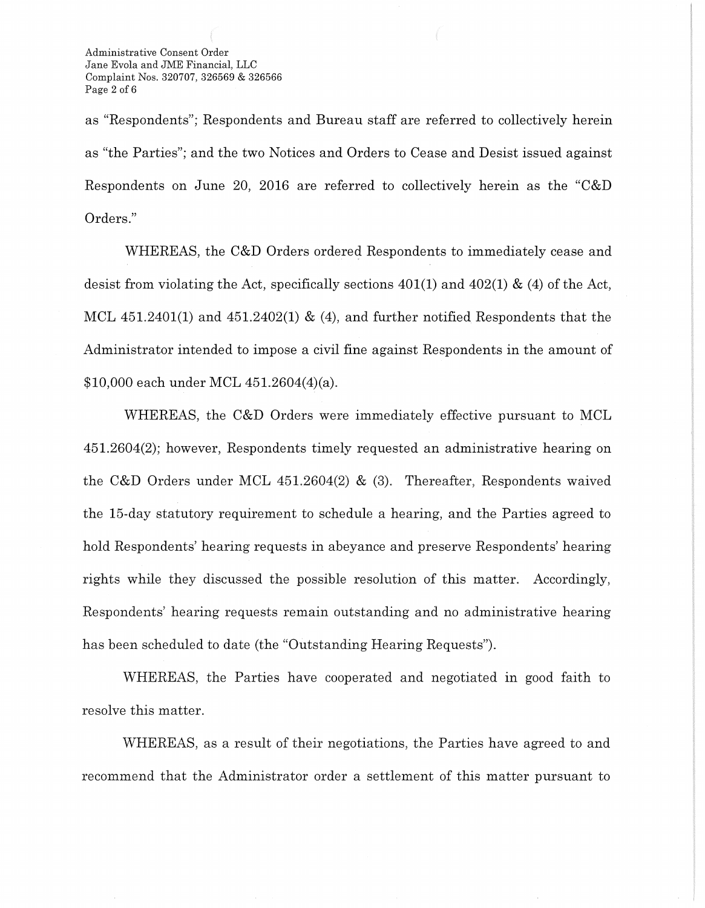as "Respondents"; Respondents and Bureau staff are referred to collectively herein as "the Parties"; and the two Notices and Orders to Cease and Desist issued against Respondents on June 20, 2016 are referred to collectively herein as the "C&D Orders."

WHEREAS, the C&D Orders ordered Respondents to immediately cease and desist from violating the Act, specifically sections 401(1) and 402(1) & (4) of the Act, MCL 451.2401(1) and 451.2402(1) & (4), and further notified Respondents that the Administrator intended to impose a civil fine against Respondents in the amount of $10,000 each under MCL 451.2604(4)(a).

WHEREAS, the C&D Orders were immediately effective pursuant to MCL 451.2604(2); however, Respondents timely requested an administrative hearing on the C&D Orders under MCL 451.2604(2) & (3). Thereafter, Respondents waived the 15-day statutory requirement to schedule a hearing, and the Parties agreed to hold Respondents' hearing requests in abeyance and preserve Respondents' hearing rights while they discussed the possible resolution of this matter. Accordingly, Respondents' hearing requests remain outstanding and no administrative hearing has been scheduled to date (the "Outstanding Hearing Requests").

WHEREAS, the Parties have cooperated and negotiated in good faith to resolve this matter.

WHEREAS, as a result of their negotiations, the Parties have agreed to and recommend that the Administrator order a settlement of this matter pursuant to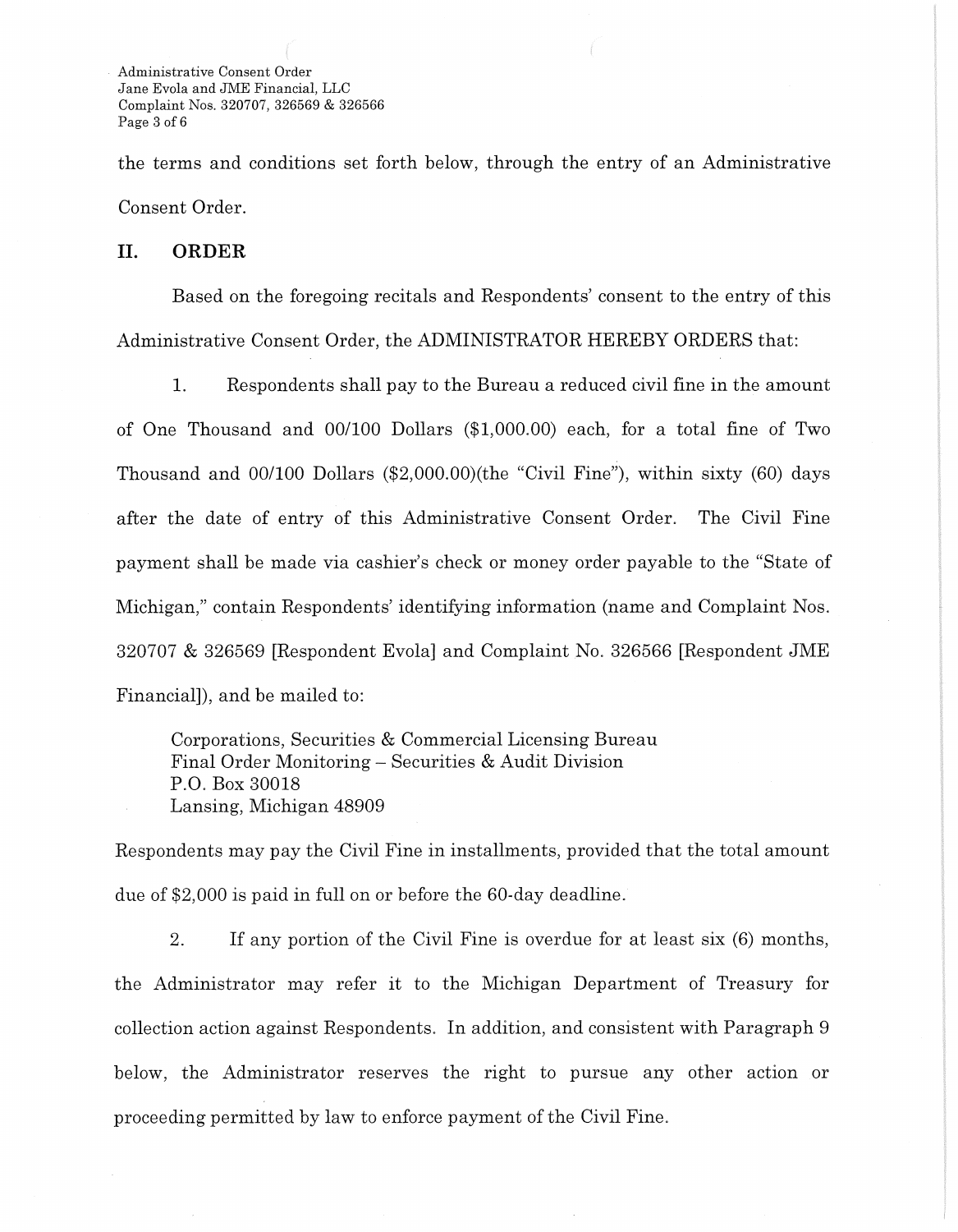the terms and conditions set forth below, through the entry of an Administrative Consent Order.

## II. ORDER

Based on the foregoing recitals and Respondents' consent to the entry of this Administrative Consent Order, the ADMINISTRATOR HEREBY ORDERS that:

1. Respondents shall pay to the Bureau a reduced civil fine in the amount of One Thousand and 00/100 Dollars ($1,000.00) each, for a total fine of Two Thousand and 00/100 Dollars ($2,000.00)(the "Civil Fine"), within sixty (60) days after the date of entry of this Administrative Consent Order. The Civil Fine payment shall be made via cashier's check or money order payable to the "State of Michigan," contain Respondents' identifying information (name and Complaint Nos. 320707 & 326569 [Respondent Evola] and Complaint No. 326566 [Respondent JME Financial]), and be mailed to:

   Corporations, Securities & Commercial Licensing Bureau
   Final Order Monitoring – Securities & Audit Division
   P.O. Box 30018
   Lansing, Michigan 48909

Respondents may pay the Civil Fine in installments, provided that the total amount due of $2,000 is paid in full on or before the 60-day deadline.

2. If any portion of the Civil Fine is overdue for at least six (6) months, the Administrator may refer it to the Michigan Department of Treasury for collection action against Respondents. In addition, and consistent with Paragraph 9 below, the Administrator reserves the right to pursue any other action or proceeding permitted by law to enforce payment of the Civil Fine.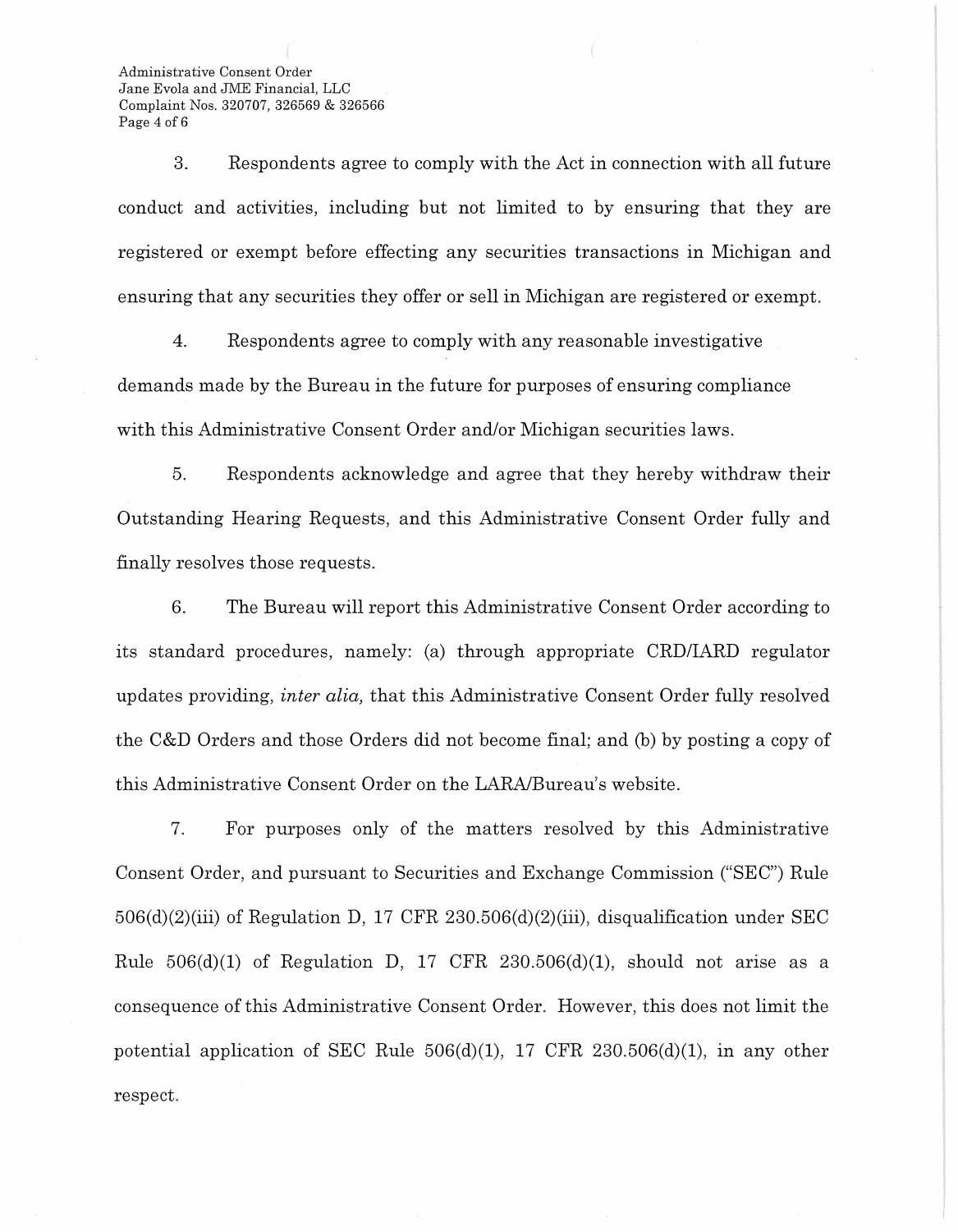3. Respondents agree to comply with the Act in connection with all future conduct and activities, including but not limited to by ensuring that they are registered or exempt before effecting any securities transactions in Michigan and ensuring that any securities they offer or sell in Michigan are registered or exempt.

4. Respondents agree to comply with any reasonable investigative demands made by the Bureau in the future for purposes of ensuring compliance with this Administrative Consent Order and/or Michigan securities laws.

5. Respondents acknowledge and agree that they hereby withdraw their Outstanding Hearing Requests, and this Administrative Consent Order fully and finally resolves those requests.

6. The Bureau will report this Administrative Consent Order according to its standard procedures, namely: (a) through appropriate CRD/IARD regulator updates providing, *inter alia,* that this Administrative Consent Order fully resolved the C&D Orders and those Orders did not become final; and (b) by posting a copy of this Administrative Consent Order on the LARA/Bureau's website.

7. For purposes only of the matters resolved by this Administrative Consent Order, and pursuant to Securities and Exchange Commission ("SEC") Rule 506(d)(2)(iii) of Regulation D, 17 CFR 230.506(d)(2)(iii), disqualification under SEC Rule 506(d)(1) of Regulation D, 17 CFR 230.506(d)(1), should not arise as a consequence of this Administrative Consent Order. However, this does not limit the potential application of SEC Rule 506(d)(1), 17 CFR 230.506(d)(1), in any other respect.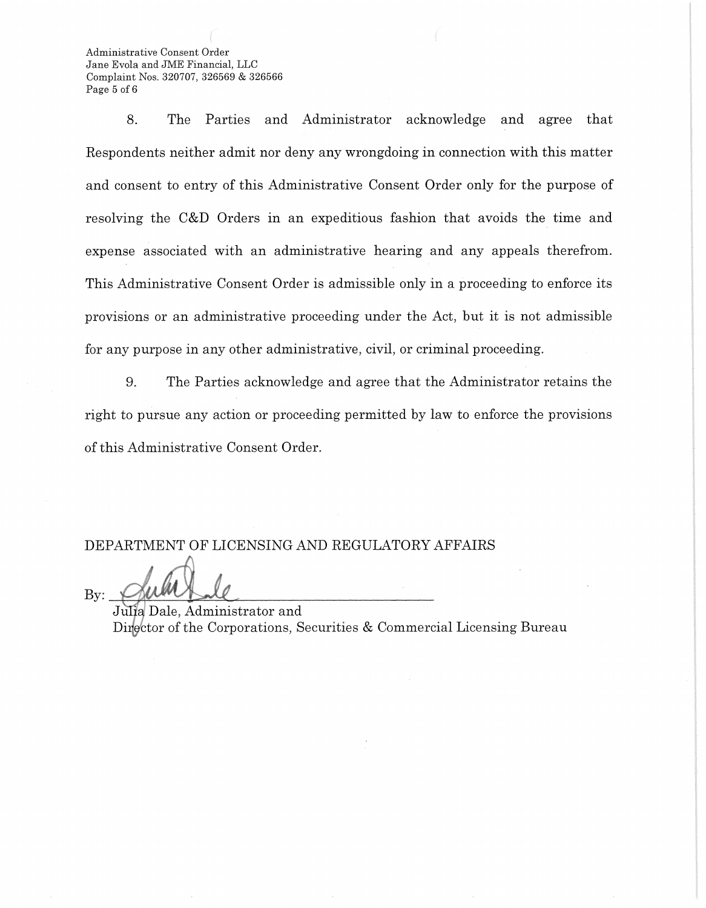8. The Parties and Administrator acknowledge and agree that Respondents neither admit nor deny any wrongdoing in connection with this matter and consent to entry of this Administrative Consent Order only for the purpose of resolving the C&D Orders in an expeditious fashion that avoids the time and expense associated with an administrative hearing and any appeals therefrom. This Administrative Consent Order is admissible only in a proceeding to enforce its provisions or an administrative proceeding under the Act, but it is not admissible for any purpose in any other administrative, civil, or criminal proceeding.

9. The Parties acknowledge and agree that the Administrator retains the right to pursue any action or proceeding permitted by law to enforce the provisions of this Administrative Consent Order.

DEPARTMENT OF LICENSING AND REGULATORY AFFAIRS

By: ______________________________

Julia Dale, Administrator and
Director of the Corporations, Securities & Commercial Licensing Bureau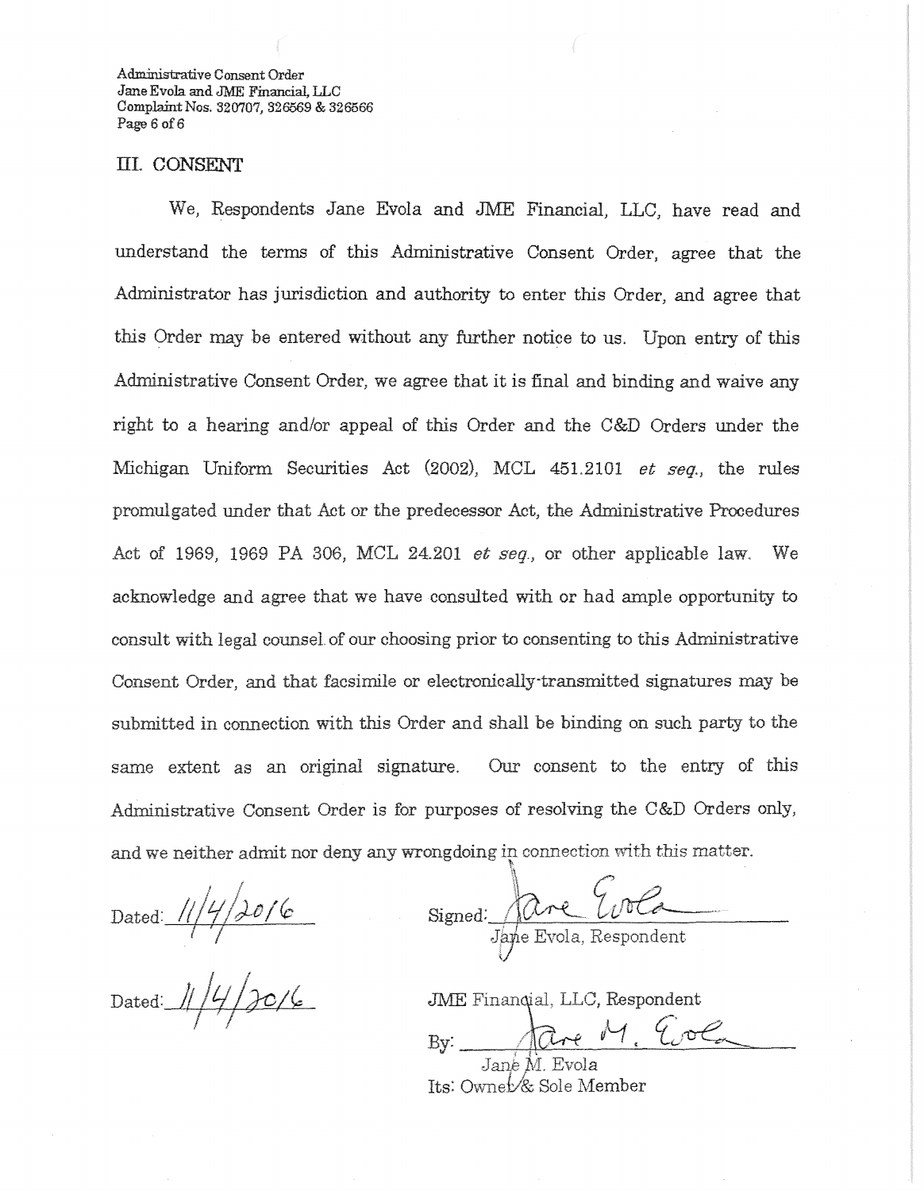## III. CONSENT

We, Respondents Jane Evola and JME Financial, LLC, have read and understand the terms of this Administrative Consent Order, agree that the Administrator has jurisdiction and authority to enter this Order, and agree that this Order may be entered without any further notice to us. Upon entry of this Administrative Consent Order, we agree that it is final and binding and waive any right to a hearing and/or appeal of this Order and the C&D Orders under the Michigan Uniform Securities Act (2002), MCL 451.2101 *et seq.*, the rules promulgated under that Act or the predecessor Act, the Administrative Procedures Act of 1969, 1969 PA 306, MCL 24.201 *et seq.*, or other applicable law. We acknowledge and agree that we have consulted with or had ample opportunity to consult with legal counsel of our choosing prior to consenting to this Administrative Consent Order, and that facsimile or electronically-transmitted signatures may be submitted in connection with this Order and shall be binding on such party to the same extent as an original signature. Our consent to the entry of this Administrative Consent Order is for purposes of resolving the C&D Orders only, and we neither admit nor deny any wrongdoing in connection with this matter.

Dated: 11/4/2016

Signed: Jane Evola

Jane Evola, Respondent

Dated: 11/4/2016

JME Financial, LLC, Respondent

By: Jane M. Evola

Jane M. Evola

Its: Owner & Sole Member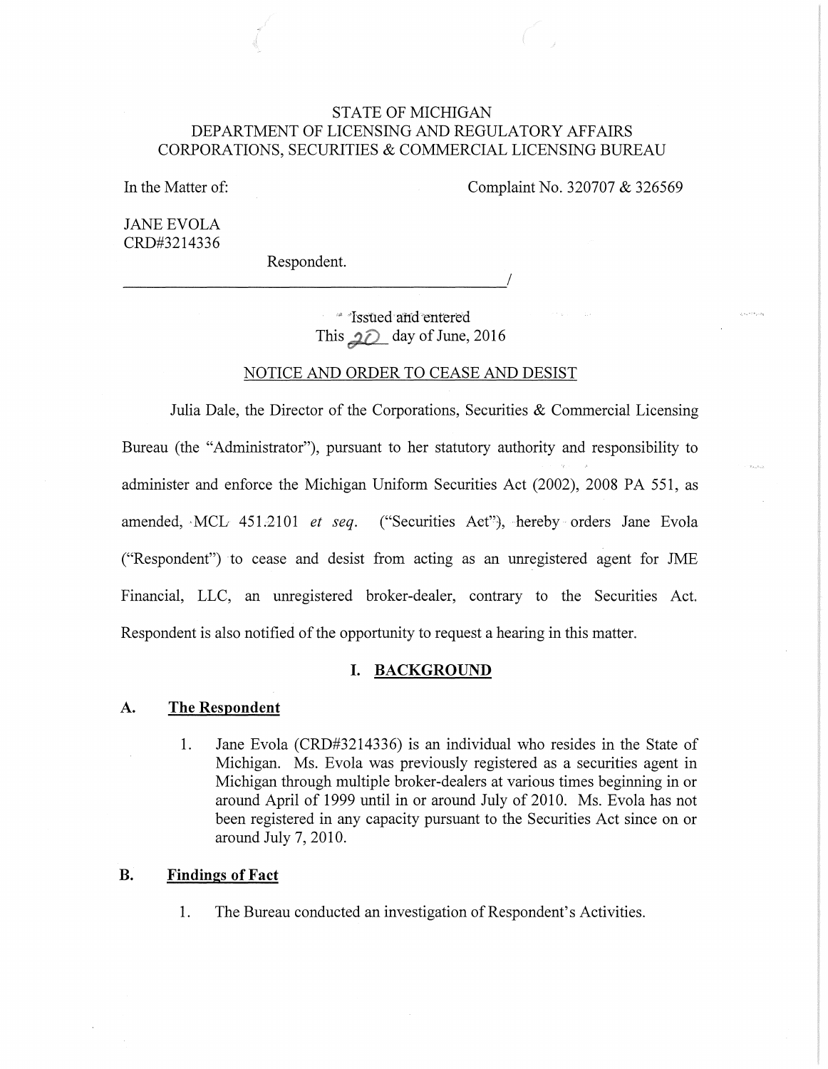STATE OF MICHIGAN
DEPARTMENT OF LICENSING AND REGULATORY AFFAIRS
CORPORATIONS, SECURITIES & COMMERCIAL LICENSING BUREAU

In the Matter of:

Complaint No. 320707 & 326569

JANE EVOLA
CRD#3214336

Respondent.

_______________________________________________/

Issued and entered
This 20 day of June, 2016

NOTICE AND ORDER TO CEASE AND DESIST

Julia Dale, the Director of the Corporations, Securities & Commercial Licensing Bureau (the "Administrator"), pursuant to her statutory authority and responsibility to administer and enforce the Michigan Uniform Securities Act (2002), 2008 PA 551, as amended, MCL 451.2101 *et seq.* ("Securities Act"), hereby orders Jane Evola ("Respondent") to cease and desist from acting as an unregistered agent for JME Financial, LLC, an unregistered broker-dealer, contrary to the Securities Act. Respondent is also notified of the opportunity to request a hearing in this matter.

## I. BACKGROUND

### A. The Respondent

1. Jane Evola (CRD#3214336) is an individual who resides in the State of Michigan. Ms. Evola was previously registered as a securities agent in Michigan through multiple broker-dealers at various times beginning in or around April of 1999 until in or around July of 2010. Ms. Evola has not been registered in any capacity pursuant to the Securities Act since on or around July 7, 2010.

### B. Findings of Fact

1. The Bureau conducted an investigation of Respondent's Activities.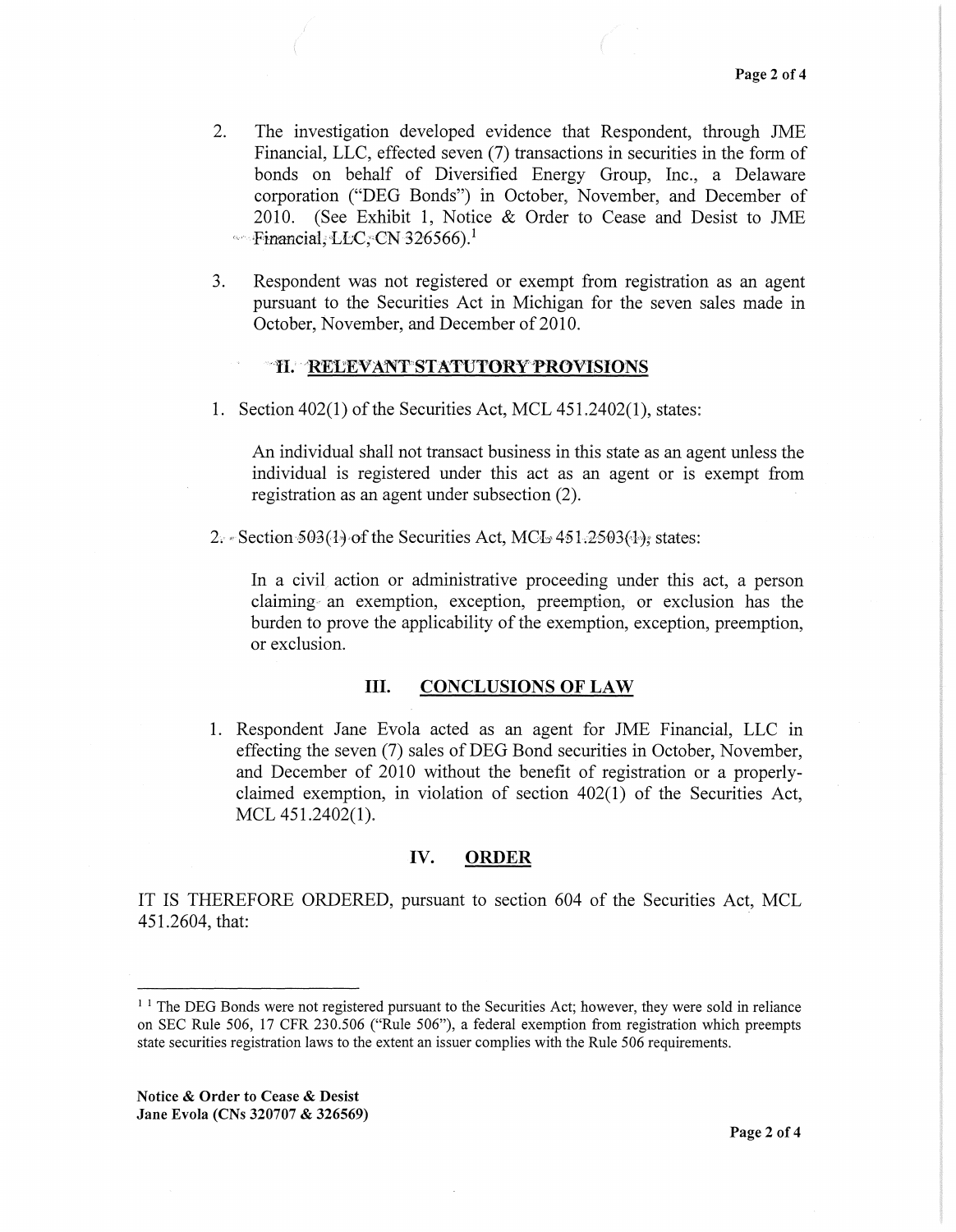2. The investigation developed evidence that Respondent, through JME Financial, LLC, effected seven (7) transactions in securities in the form of bonds on behalf of Diversified Energy Group, Inc., a Delaware corporation ("DEG Bonds") in October, November, and December of 2010. (See Exhibit 1, Notice & Order to Cease and Desist to JME Financial, LLC, CN 326566).[1]

3. Respondent was not registered or exempt from registration as an agent pursuant to the Securities Act in Michigan for the seven sales made in October, November, and December of 2010.

## II. RELEVANT STATUTORY PROVISIONS

1. Section 402(1) of the Securities Act, MCL 451.2402(1), states:

   An individual shall not transact business in this state as an agent unless the individual is registered under this act as an agent or is exempt from registration as an agent under subsection (2).

2. Section 503(1) of the Securities Act, MCL 451.2503(1), states:

   In a civil action or administrative proceeding under this act, a person claiming an exemption, exception, preemption, or exclusion has the burden to prove the applicability of the exemption, exception, preemption, or exclusion.

## III. CONCLUSIONS OF LAW

1. Respondent Jane Evola acted as an agent for JME Financial, LLC in effecting the seven (7) sales of DEG Bond securities in October, November, and December of 2010 without the benefit of registration or a properly-claimed exemption, in violation of section 402(1) of the Securities Act, MCL 451.2402(1).

## IV. ORDER

IT IS THEREFORE ORDERED, pursuant to section 604 of the Securities Act, MCL 451.2604, that:

---

[1] The DEG Bonds were not registered pursuant to the Securities Act; however, they were sold in reliance on SEC Rule 506, 17 CFR 230.506 ("Rule 506"), a federal exemption from registration which preempts state securities registration laws to the extent an issuer complies with the Rule 506 requirements.

**Notice & Order to Cease & Desist**
**Jane Evola (CNs 320707 & 326569)**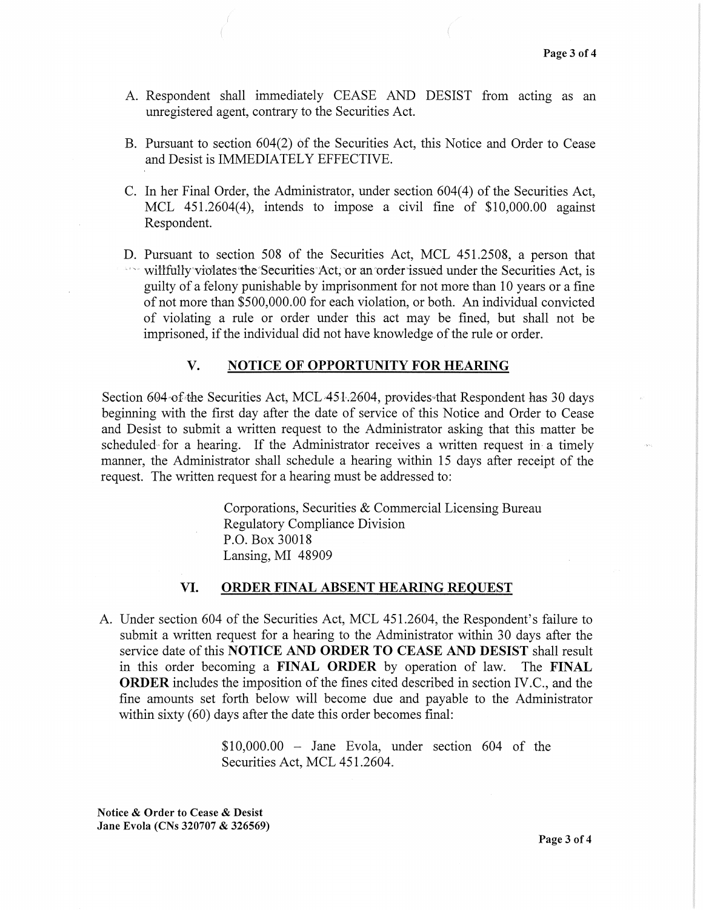A. Respondent shall immediately CEASE AND DESIST from acting as an unregistered agent, contrary to the Securities Act.

B. Pursuant to section 604(2) of the Securities Act, this Notice and Order to Cease and Desist is IMMEDIATELY EFFECTIVE.

C. In her Final Order, the Administrator, under section 604(4) of the Securities Act, MCL 451.2604(4), intends to impose a civil fine of $10,000.00 against Respondent.

D. Pursuant to section 508 of the Securities Act, MCL 451.2508, a person that willfully violates the Securities Act, or an order issued under the Securities Act, is guilty of a felony punishable by imprisonment for not more than 10 years or a fine of not more than $500,000.00 for each violation, or both. An individual convicted of violating a rule or order under this act may be fined, but shall not be imprisoned, if the individual did not have knowledge of the rule or order.

## V. NOTICE OF OPPORTUNITY FOR HEARING

Section 604 of the Securities Act, MCL 451.2604, provides that Respondent has 30 days beginning with the first day after the date of service of this Notice and Order to Cease and Desist to submit a written request to the Administrator asking that this matter be scheduled for a hearing. If the Administrator receives a written request in a timely manner, the Administrator shall schedule a hearing within 15 days after receipt of the request. The written request for a hearing must be addressed to:

> Corporations, Securities & Commercial Licensing Bureau
> Regulatory Compliance Division
> P.O. Box 30018
> Lansing, MI 48909

## VI. ORDER FINAL ABSENT HEARING REQUEST

A. Under section 604 of the Securities Act, MCL 451.2604, the Respondent's failure to submit a written request for a hearing to the Administrator within 30 days after the service date of this **NOTICE AND ORDER TO CEASE AND DESIST** shall result in this order becoming a **FINAL ORDER** by operation of law. The **FINAL ORDER** includes the imposition of the fines cited described in section IV.C., and the fine amounts set forth below will become due and payable to the Administrator within sixty (60) days after the date this order becomes final:

> $10,000.00 – Jane Evola, under section 604 of the Securities Act, MCL 451.2604.

**Notice & Order to Cease & Desist**
**Jane Evola (CNs 320707 & 326569)**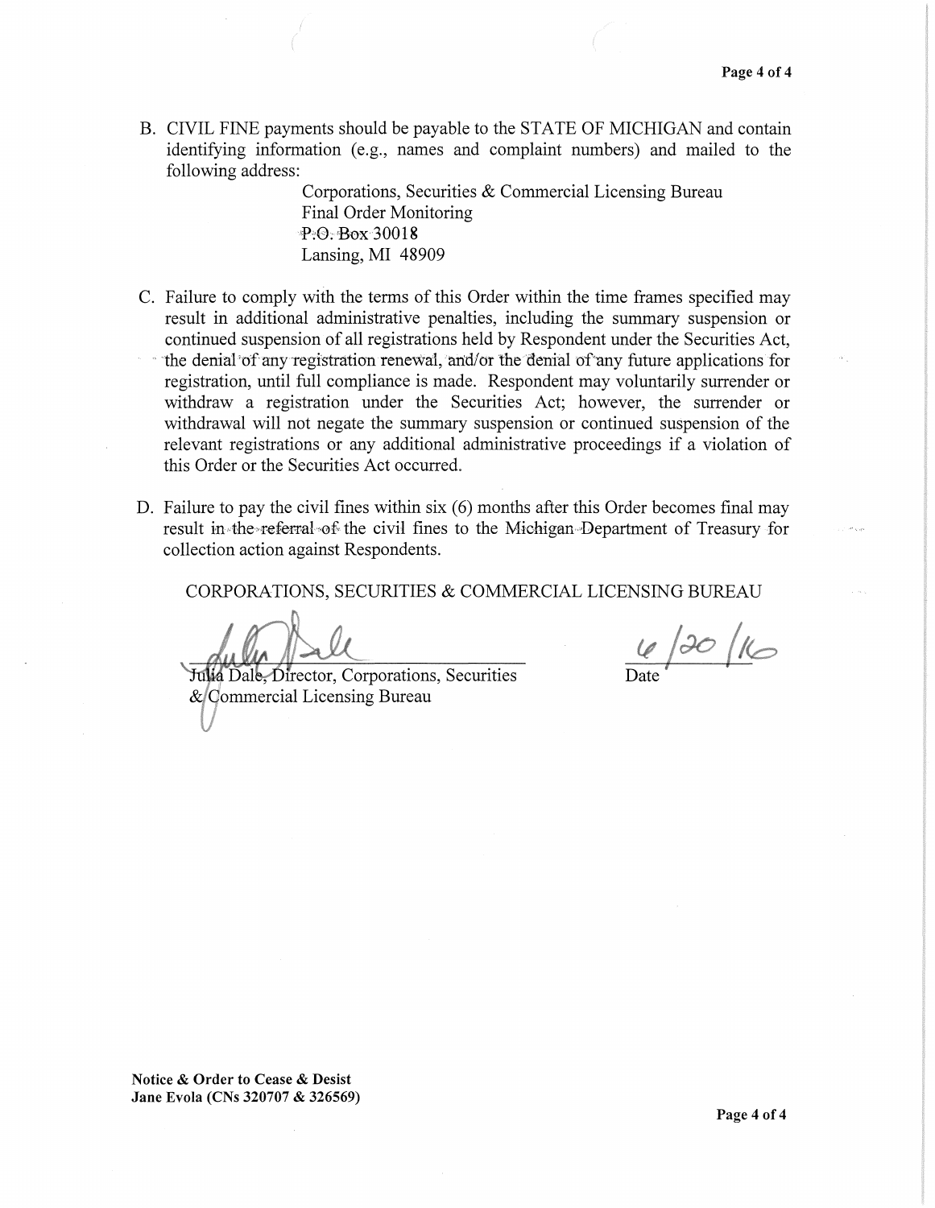B. CIVIL FINE payments should be payable to the STATE OF MICHIGAN and contain identifying information (e.g., names and complaint numbers) and mailed to the following address:

   Corporations, Securities & Commercial Licensing Bureau
   Final Order Monitoring
   P.O. Box 30018
   Lansing, MI 48909

C. Failure to comply with the terms of this Order within the time frames specified may result in additional administrative penalties, including the summary suspension or continued suspension of all registrations held by Respondent under the Securities Act, the denial of any registration renewal, and/or the denial of any future applications for registration, until full compliance is made. Respondent may voluntarily surrender or withdraw a registration under the Securities Act; however, the surrender or withdrawal will not negate the summary suspension or continued suspension of the relevant registrations or any additional administrative proceedings if a violation of this Order or the Securities Act occurred.

D. Failure to pay the civil fines within six (6) months after this Order becomes final may result in the referral of the civil fines to the Michigan Department of Treasury for collection action against Respondents.

CORPORATIONS, SECURITIES & COMMERCIAL LICENSING BUREAU

Julia Dale, Director, Corporations, Securities & Commercial Licensing Bureau

6/20/16
Date

**Notice & Order to Cease & Desist**
**Jane Evola (CNs 320707 & 326569)**